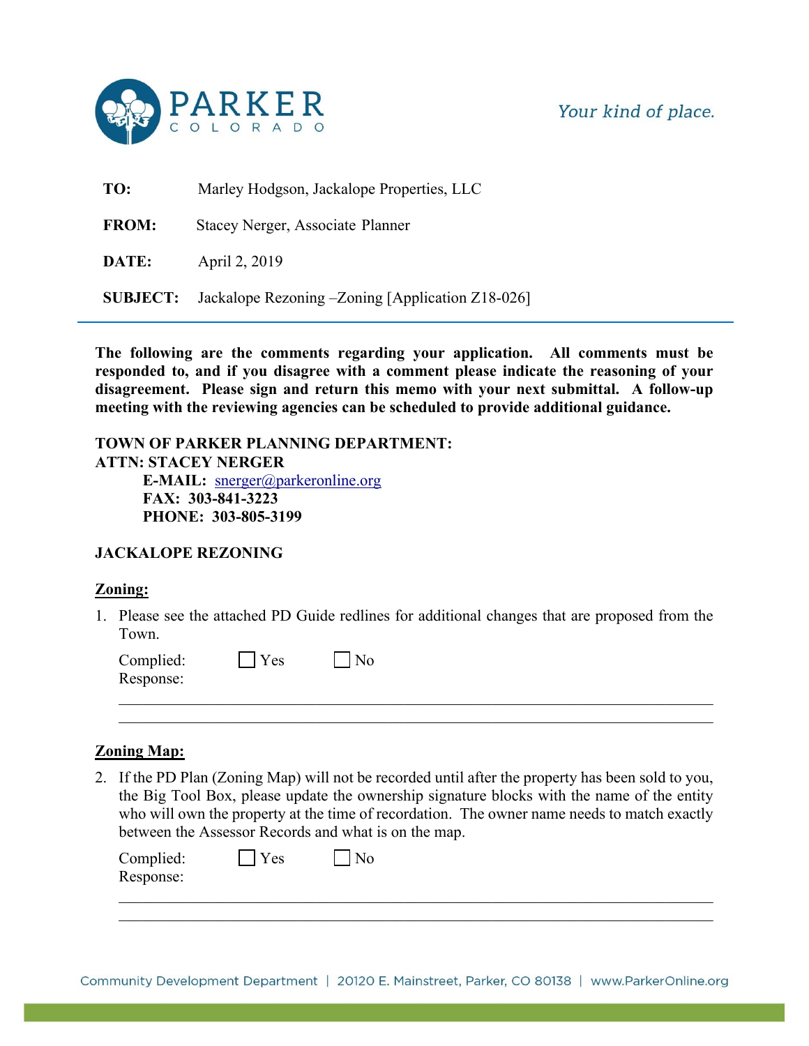**PARKER**
COLORADO

*Your kind of place.*

**TO:** Marley Hodgson, Jackalope Properties, LLC

**FROM:** Stacey Nerger, Associate Planner

**DATE:** April 2, 2019

**SUBJECT:** Jackalope Rezoning –Zoning [Application Z18-026]

---

**The following are the comments regarding your application. All comments must be responded to, and if you disagree with a comment please indicate the reasoning of your disagreement. Please sign and return this memo with your next submittal. A follow-up meeting with the reviewing agencies can be scheduled to provide additional guidance.**

**TOWN OF PARKER PLANNING DEPARTMENT:**
**ATTN: STACEY NERGER**
**E-MAIL:** snerger@parkeronline.org
**FAX: 303-841-3223**
**PHONE: 303-805-3199**

**JACKALOPE REZONING**

**Zoning:**

1. Please see the attached PD Guide redlines for additional changes that are proposed from the Town.

   Complied: ☐ Yes ☐ No
   Response:

   ___

**Zoning Map:**

2. If the PD Plan (Zoning Map) will not be recorded until after the property has been sold to you, the Big Tool Box, please update the ownership signature blocks with the name of the entity who will own the property at the time of recordation. The owner name needs to match exactly between the Assessor Records and what is on the map.

   Complied: ☐ Yes ☐ No
   Response:

   ___

Community Development Department | 20120 E. Mainstreet, Parker, CO 80138 | www.ParkerOnline.org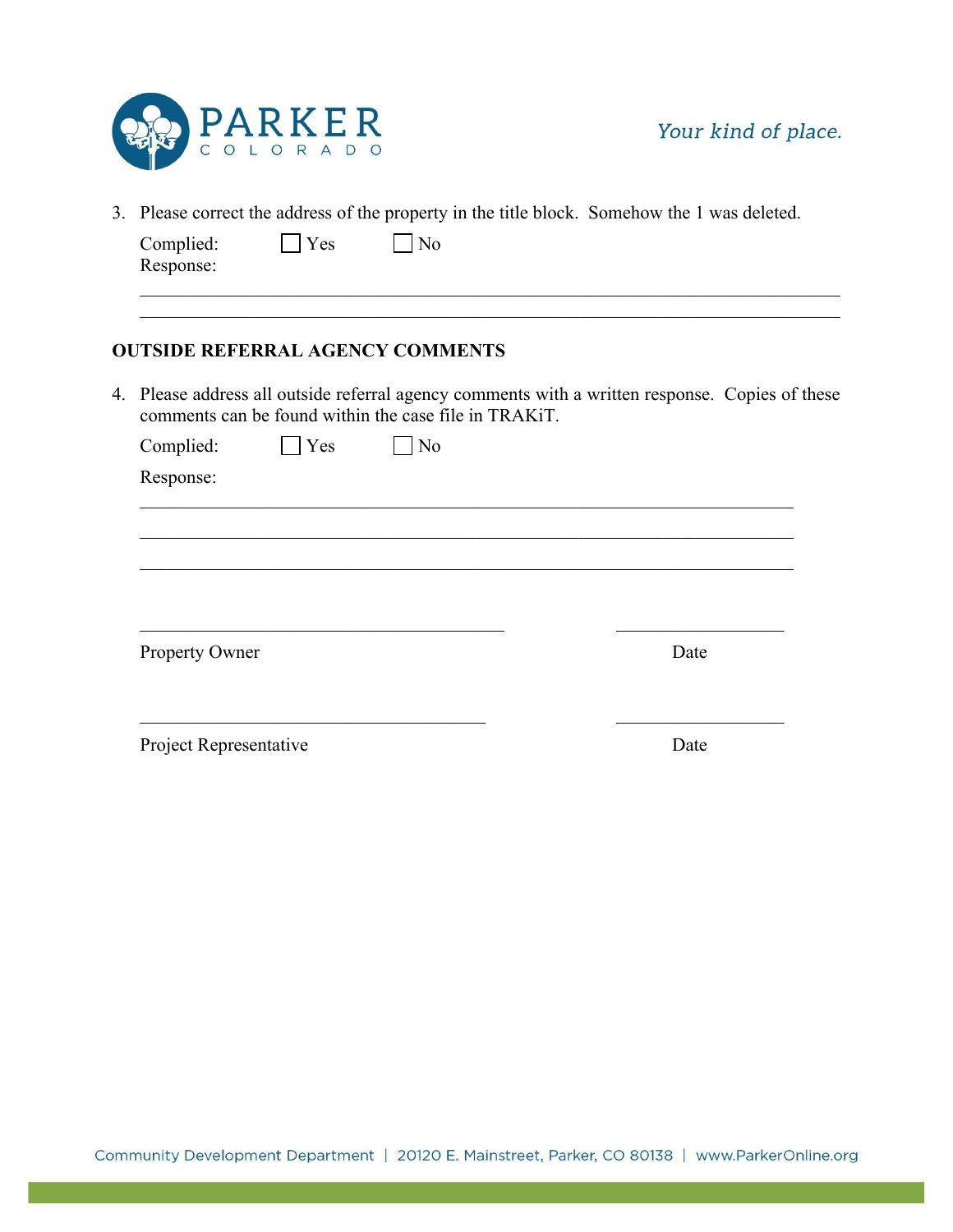3. Please correct the address of the property in the title block. Somehow the 1 was deleted.

   Complied: ☐ Yes ☐ No

   Response:

   ______________________________________________________________________

   ______________________________________________________________________

**OUTSIDE REFERRAL AGENCY COMMENTS**

4. Please address all outside referral agency comments with a written response. Copies of these comments can be found within the case file in TRAKiT.

   Complied: ☐ Yes ☐ No

   Response:

   ______________________________________________________________________

   ______________________________________________________________________

   ______________________________________________________________________

______________________________________ ____________________

Property Owner Date

______________________________________ ____________________

Project Representative Date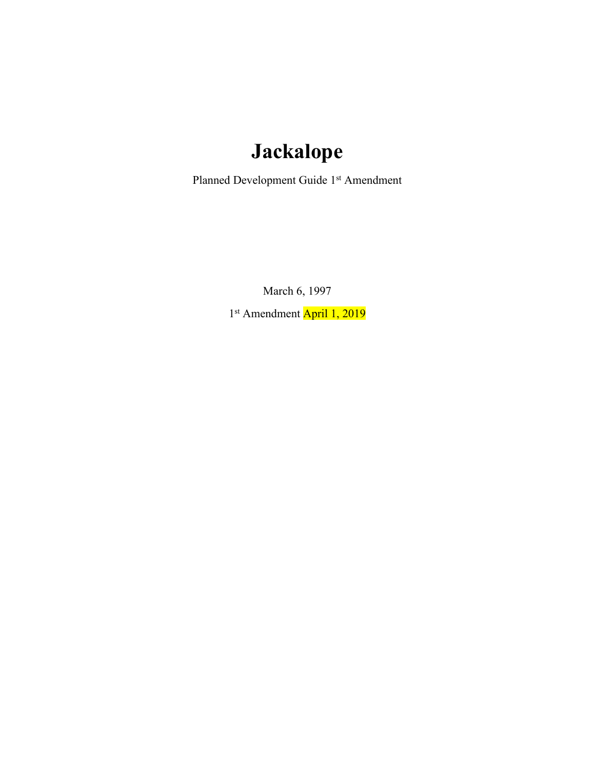# Jackalope

Planned Development Guide 1st Amendment

March 6, 1997

1st Amendment April 1, 2019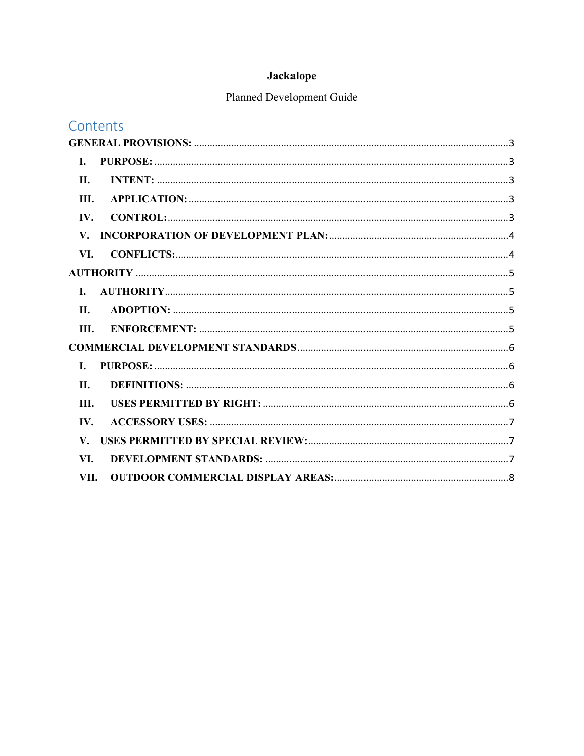**Jackalope**

Planned Development Guide

## Contents

GENERAL PROVISIONS: ..... 3

- I. PURPOSE: ..... 3
- II. INTENT: ..... 3
- III. APPLICATION: ..... 3
- IV. CONTROL: ..... 3
- V. INCORPORATION OF DEVELOPMENT PLAN: ..... 4
- VI. CONFLICTS: ..... 4

AUTHORITY ..... 5

- I. AUTHORITY ..... 5
- II. ADOPTION: ..... 5
- III. ENFORCEMENT: ..... 5

COMMERCIAL DEVELOPMENT STANDARDS ..... 6

- I. PURPOSE: ..... 6
- II. DEFINITIONS: ..... 6
- III. USES PERMITTED BY RIGHT: ..... 6
- IV. ACCESSORY USES: ..... 7
- V. USES PERMITTED BY SPECIAL REVIEW: ..... 7
- VI. DEVELOPMENT STANDARDS: ..... 7
- VII. OUTDOOR COMMERCIAL DISPLAY AREAS: ..... 8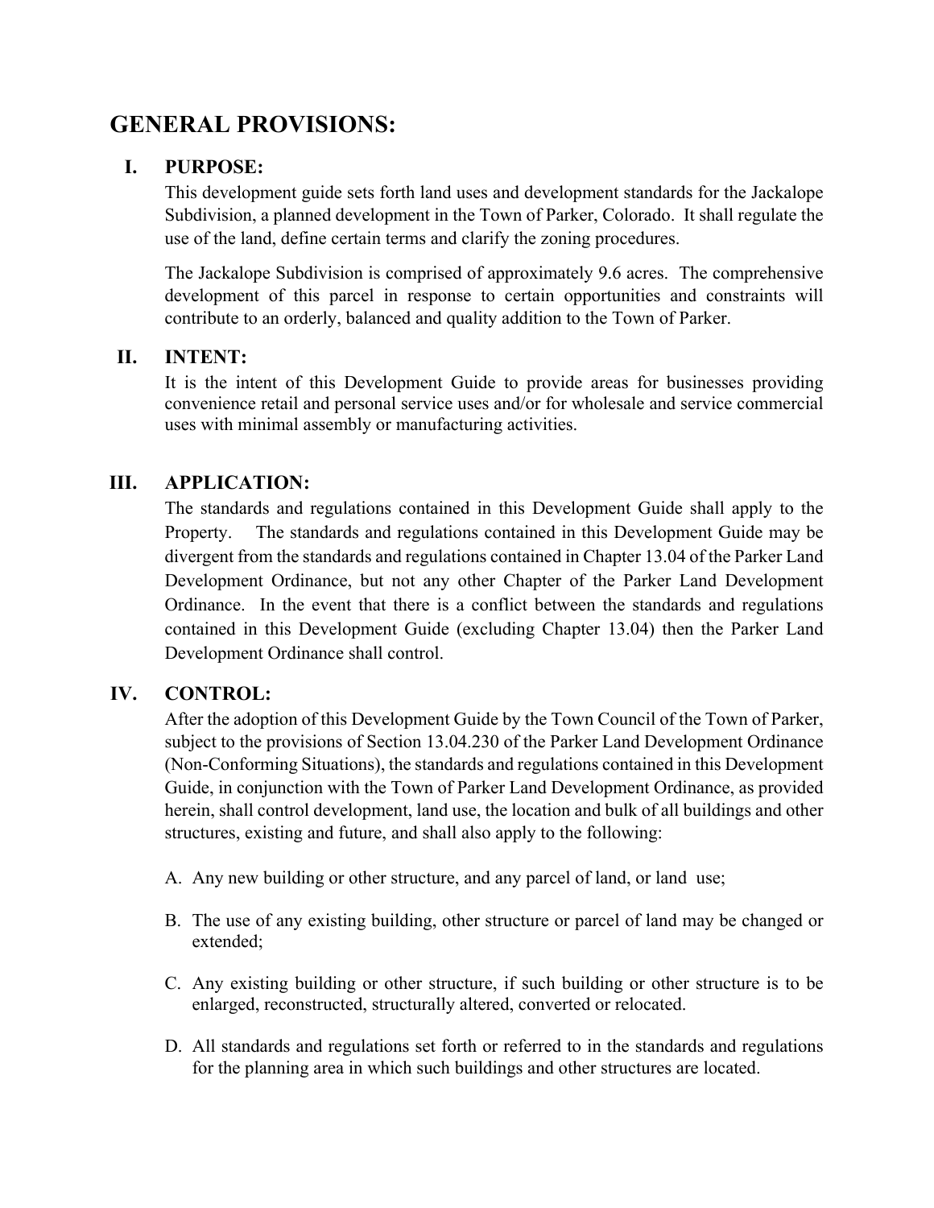# GENERAL PROVISIONS:

## I. PURPOSE:

This development guide sets forth land uses and development standards for the Jackalope Subdivision, a planned development in the Town of Parker, Colorado. It shall regulate the use of the land, define certain terms and clarify the zoning procedures.

The Jackalope Subdivision is comprised of approximately 9.6 acres. The comprehensive development of this parcel in response to certain opportunities and constraints will contribute to an orderly, balanced and quality addition to the Town of Parker.

## II. INTENT:

It is the intent of this Development Guide to provide areas for businesses providing convenience retail and personal service uses and/or for wholesale and service commercial uses with minimal assembly or manufacturing activities.

## III. APPLICATION:

The standards and regulations contained in this Development Guide shall apply to the Property. The standards and regulations contained in this Development Guide may be divergent from the standards and regulations contained in Chapter 13.04 of the Parker Land Development Ordinance, but not any other Chapter of the Parker Land Development Ordinance. In the event that there is a conflict between the standards and regulations contained in this Development Guide (excluding Chapter 13.04) then the Parker Land Development Ordinance shall control.

## IV. CONTROL:

After the adoption of this Development Guide by the Town Council of the Town of Parker, subject to the provisions of Section 13.04.230 of the Parker Land Development Ordinance (Non-Conforming Situations), the standards and regulations contained in this Development Guide, in conjunction with the Town of Parker Land Development Ordinance, as provided herein, shall control development, land use, the location and bulk of all buildings and other structures, existing and future, and shall also apply to the following:

A. Any new building or other structure, and any parcel of land, or land use;

B. The use of any existing building, other structure or parcel of land may be changed or extended;

C. Any existing building or other structure, if such building or other structure is to be enlarged, reconstructed, structurally altered, converted or relocated.

D. All standards and regulations set forth or referred to in the standards and regulations for the planning area in which such buildings and other structures are located.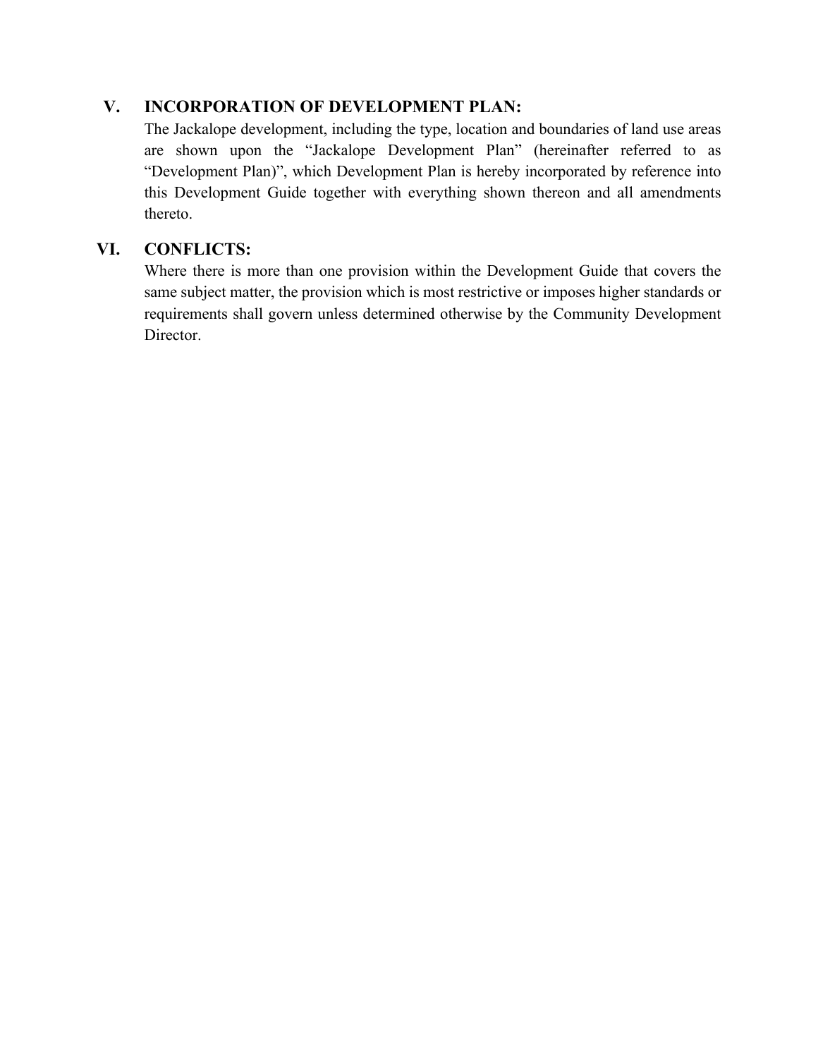## V. INCORPORATION OF DEVELOPMENT PLAN:

The Jackalope development, including the type, location and boundaries of land use areas are shown upon the “Jackalope Development Plan” (hereinafter referred to as “Development Plan)”, which Development Plan is hereby incorporated by reference into this Development Guide together with everything shown thereon and all amendments thereto.

## VI. CONFLICTS:

Where there is more than one provision within the Development Guide that covers the same subject matter, the provision which is most restrictive or imposes higher standards or requirements shall govern unless determined otherwise by the Community Development Director.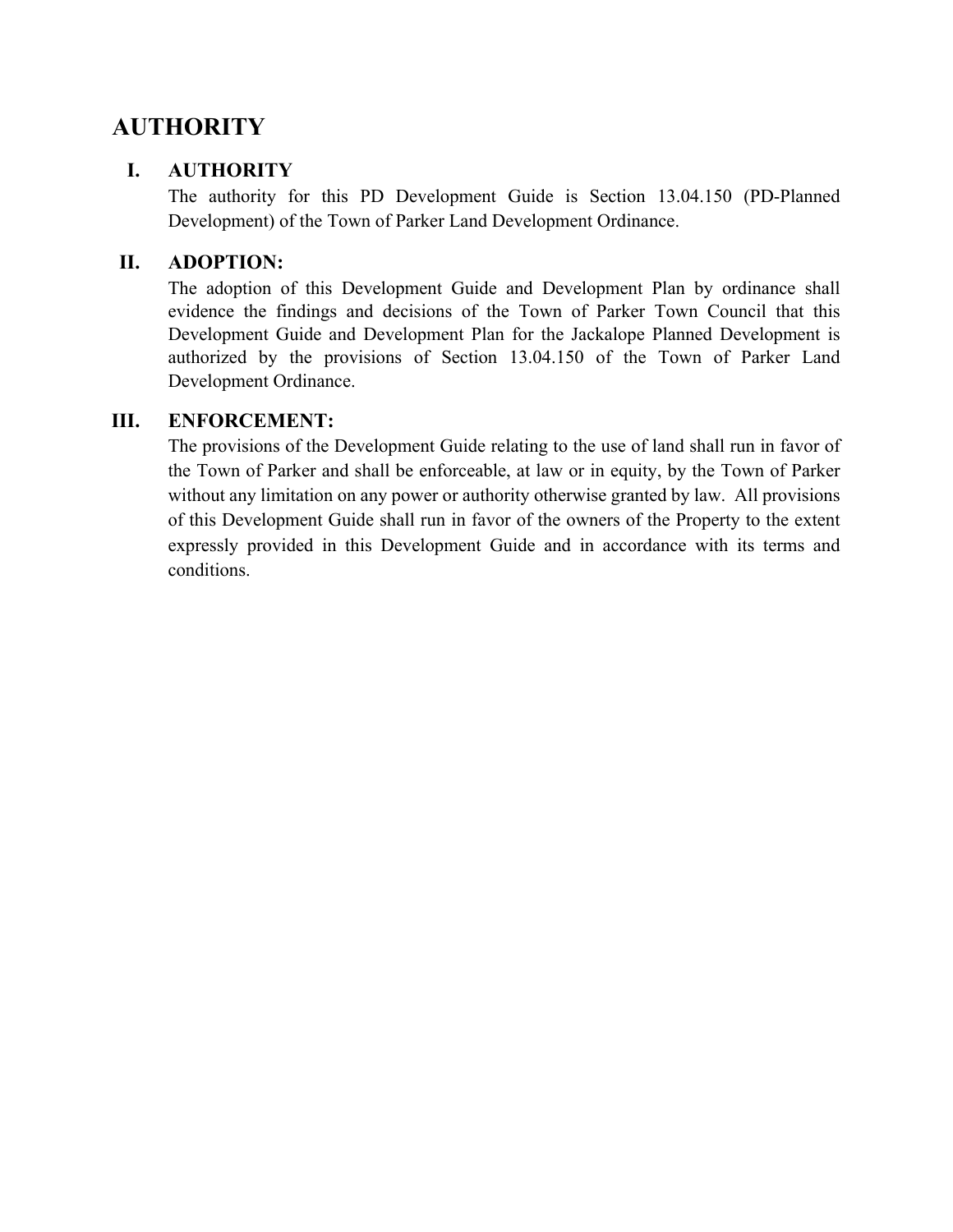# AUTHORITY

## I. AUTHORITY

The authority for this PD Development Guide is Section 13.04.150 (PD-Planned Development) of the Town of Parker Land Development Ordinance.

## II. ADOPTION:

The adoption of this Development Guide and Development Plan by ordinance shall evidence the findings and decisions of the Town of Parker Town Council that this Development Guide and Development Plan for the Jackalope Planned Development is authorized by the provisions of Section 13.04.150 of the Town of Parker Land Development Ordinance.

## III. ENFORCEMENT:

The provisions of the Development Guide relating to the use of land shall run in favor of the Town of Parker and shall be enforceable, at law or in equity, by the Town of Parker without any limitation on any power or authority otherwise granted by law. All provisions of this Development Guide shall run in favor of the owners of the Property to the extent expressly provided in this Development Guide and in accordance with its terms and conditions.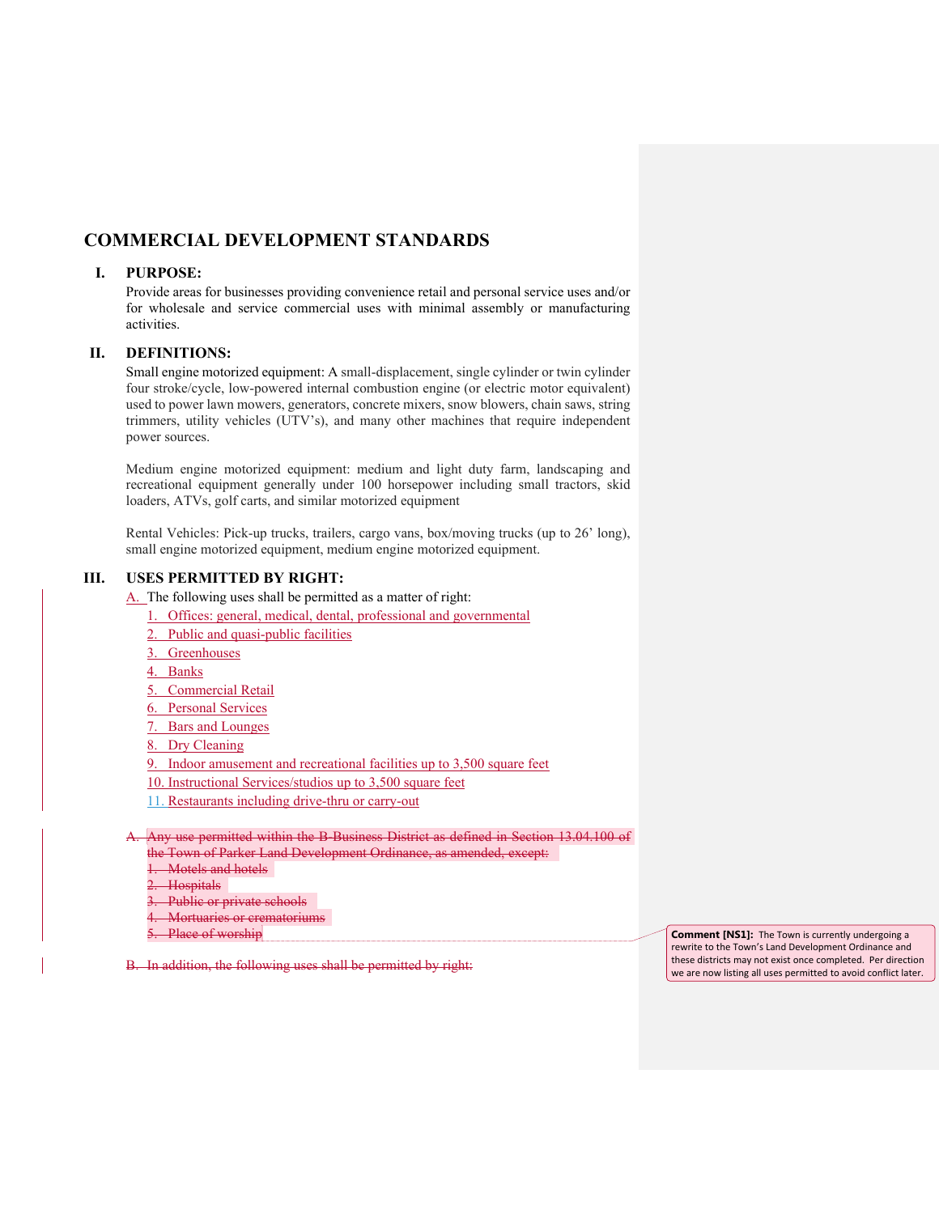# COMMERCIAL DEVELOPMENT STANDARDS

## I. PURPOSE:

Provide areas for businesses providing convenience retail and personal service uses and/or for wholesale and service commercial uses with minimal assembly or manufacturing activities.

## II. DEFINITIONS:

Small engine motorized equipment: A small-displacement, single cylinder or twin cylinder four stroke/cycle, low-powered internal combustion engine (or electric motor equivalent) used to power lawn mowers, generators, concrete mixers, snow blowers, chain saws, string trimmers, utility vehicles (UTV's), and many other machines that require independent power sources.

Medium engine motorized equipment: medium and light duty farm, landscaping and recreational equipment generally under 100 horsepower including small tractors, skid loaders, ATVs, golf carts, and similar motorized equipment

Rental Vehicles: Pick-up trucks, trailers, cargo vans, box/moving trucks (up to 26' long), small engine motorized equipment, medium engine motorized equipment.

## III. USES PERMITTED BY RIGHT:

A. The following uses shall be permitted as a matter of right:

1. Offices: general, medical, dental, professional and governmental
2. Public and quasi-public facilities
3. Greenhouses
4. Banks
5. Commercial Retail
6. Personal Services
7. Bars and Lounges
8. Dry Cleaning
9. Indoor amusement and recreational facilities up to 3,500 square feet
10. Instructional Services/studios up to 3,500 square feet
11. Restaurants including drive-thru or carry-out

~~A. Any use permitted within the B-Business District as defined in Section 13.04.100 of the Town of Parker Land Development Ordinance, as amended, except:~~

~~1. Motels and hotels~~
~~2. Hospitals~~
~~3. Public or private schools~~
~~4. Mortuaries or crematoriums~~
~~5. Place of worship~~

~~B. In addition, the following uses shall be permitted by right:~~

**Comment [NS1]:** The Town is currently undergoing a rewrite to the Town's Land Development Ordinance and these districts may not exist once completed. Per direction we are now listing all uses permitted to avoid conflict later.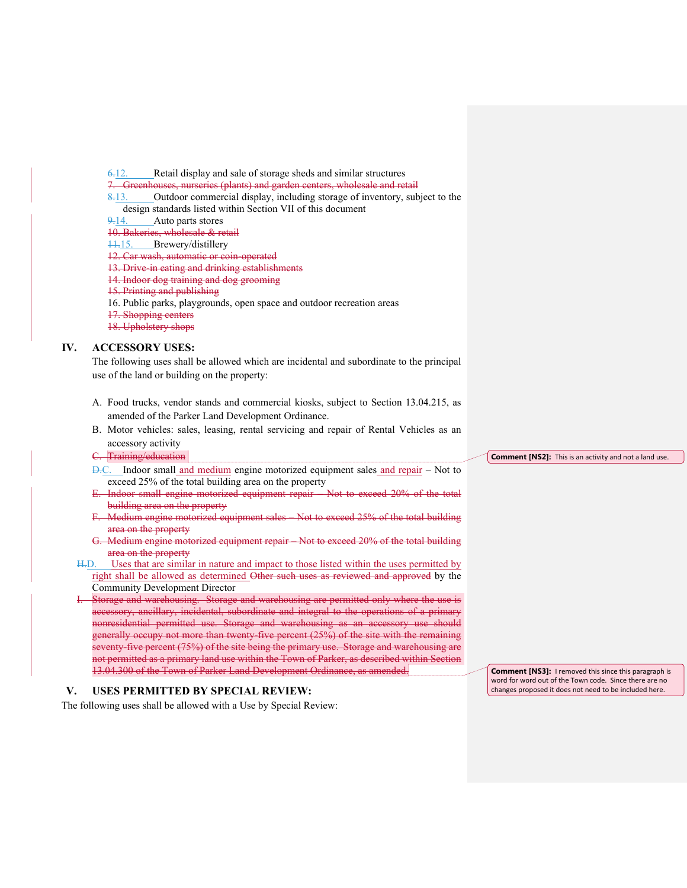~~6.~~12. Retail display and sale of storage sheds and similar structures
~~7. Greenhouses, nurseries (plants) and garden centers, wholesale and retail~~
~~8.~~13. Outdoor commercial display, including storage of inventory, subject to the design standards listed within Section VII of this document
~~9.~~14. Auto parts stores
~~10. Bakeries, wholesale & retail~~
~~11.~~15. Brewery/distillery
~~12. Car wash, automatic or coin-operated~~
~~13. Drive-in eating and drinking establishments~~
~~14. Indoor dog training and dog grooming~~
~~15. Printing and publishing~~
16. Public parks, playgrounds, open space and outdoor recreation areas
~~17. Shopping centers~~
~~18. Upholstery shops~~

## IV. ACCESSORY USES:

The following uses shall be allowed which are incidental and subordinate to the principal use of the land or building on the property:

A. Food trucks, vendor stands and commercial kiosks, subject to Section 13.04.215, as amended of the Parker Land Development Ordinance.

B. Motor vehicles: sales, leasing, rental servicing and repair of Rental Vehicles as an accessory activity

~~C. Training/education~~

~~D.~~C. Indoor small and medium engine motorized equipment sales and repair – Not to exceed 25% of the total building area on the property

~~E. Indoor small engine motorized equipment repair – Not to exceed 20% of the total building area on the property~~

~~F. Medium engine motorized equipment sales – Not to exceed 25% of the total building area on the property~~

~~G. Medium engine motorized equipment repair – Not to exceed 20% of the total building area on the property~~

~~H.~~D. Uses that are similar in nature and impact to those listed within the uses permitted by right shall be allowed as determined ~~Other such uses as reviewed and approved~~ by the Community Development Director

~~I. Storage and warehousing. Storage and warehousing are permitted only where the use is accessory, ancillary, incidental, subordinate and integral to the operations of a primary nonresidential permitted use. Storage and warehousing as an accessory use should generally occupy not more than twenty-five percent (25%) of the site with the remaining seventy-five percent (75%) of the site being the primary use. Storage and warehousing are not permitted as a primary land use within the Town of Parker, as described within Section 13.04.300 of the Town of Parker Land Development Ordinance, as amended.~~

## V. USES PERMITTED BY SPECIAL REVIEW:

The following uses shall be allowed with a Use by Special Review:

**Comment [NS2]:** This is an activity and not a land use.

**Comment [NS3]:** I removed this since this paragraph is word for word out of the Town code. Since there are no changes proposed it does not need to be included here.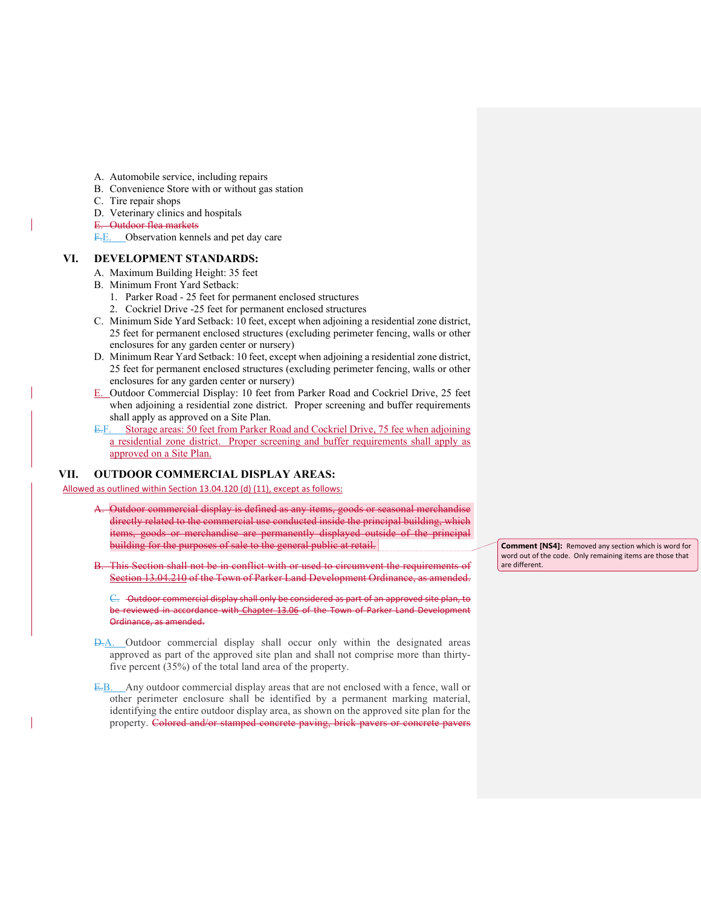A. Automobile service, including repairs
B. Convenience Store with or without gas station
C. Tire repair shops
D. Veterinary clinics and hospitals
~~E. Outdoor flea markets~~
~~F.~~E. Observation kennels and pet day care

## VI. DEVELOPMENT STANDARDS:

A. Maximum Building Height: 35 feet
B. Minimum Front Yard Setback:
   1. Parker Road - 25 feet for permanent enclosed structures
   2. Cockriel Drive -25 feet for permanent enclosed structures
C. Minimum Side Yard Setback: 10 feet, except when adjoining a residential zone district, 25 feet for permanent enclosed structures (excluding perimeter fencing, walls or other enclosures for any garden center or nursery)
D. Minimum Rear Yard Setback: 10 feet, except when adjoining a residential zone district, 25 feet for permanent enclosed structures (excluding perimeter fencing, walls or other enclosures for any garden center or nursery)
E. Outdoor Commercial Display: 10 feet from Parker Road and Cockriel Drive, 25 feet when adjoining a residential zone district. Proper screening and buffer requirements shall apply as approved on a Site Plan.
~~E.~~F. Storage areas: 50 feet from Parker Road and Cockriel Drive, 75 fee when adjoining a residential zone district. Proper screening and buffer requirements shall apply as approved on a Site Plan.

## VII. OUTDOOR COMMERCIAL DISPLAY AREAS:

Allowed as outlined within Section 13.04.120 (d) (11), except as follows:

~~A. Outdoor commercial display is defined as any items, goods or seasonal merchandise directly related to the commercial use conducted inside the principal building, which items, goods or merchandise are permanently displayed outside of the principal building for the purposes of sale to the general public at retail.~~

> **Comment [NS4]:** Removed any section which is word for word out of the code. Only remaining items are those that are different.

~~B. This Section shall not be in conflict with or used to circumvent the requirements of Section 13.04.210 of the Town of Parker Land Development Ordinance, as amended.~~

~~C. Outdoor commercial display shall only be considered as part of an approved site plan, to be reviewed in accordance with Chapter 13.06 of the Town of Parker Land Development Ordinance, as amended.~~

~~D.~~A. Outdoor commercial display shall occur only within the designated areas approved as part of the approved site plan and shall not comprise more than thirty-five percent (35%) of the total land area of the property.

~~E.~~B. Any outdoor commercial display areas that are not enclosed with a fence, wall or other perimeter enclosure shall be identified by a permanent marking material, identifying the entire outdoor display area, as shown on the approved site plan for the property. ~~Colored and/or stamped concrete paving, brick pavers or concrete pavers~~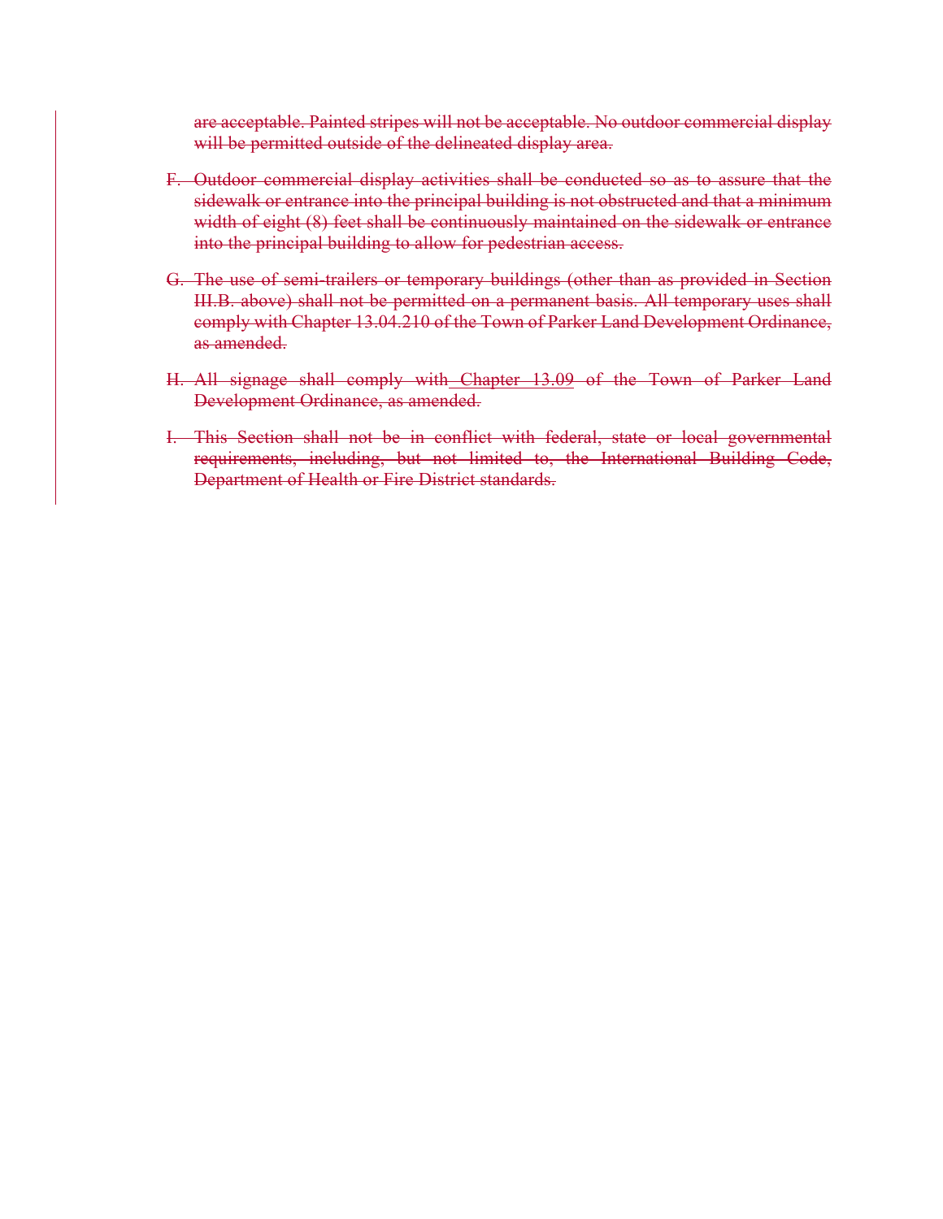~~are acceptable. Painted stripes will not be acceptable. No outdoor commercial display will be permitted outside of the delineated display area.~~

~~F. Outdoor commercial display activities shall be conducted so as to assure that the sidewalk or entrance into the principal building is not obstructed and that a minimum width of eight (8) feet shall be continuously maintained on the sidewalk or entrance into the principal building to allow for pedestrian access.~~

~~G. The use of semi-trailers or temporary buildings (other than as provided in Section III.B. above) shall not be permitted on a permanent basis. All temporary uses shall comply with Chapter 13.04.210 of the Town of Parker Land Development Ordinance, as amended.~~

~~H. All signage shall comply with Chapter 13.09 of the Town of Parker Land Development Ordinance, as amended.~~

~~I. This Section shall not be in conflict with federal, state or local governmental requirements, including, but not limited to, the International Building Code, Department of Health or Fire District standards.~~